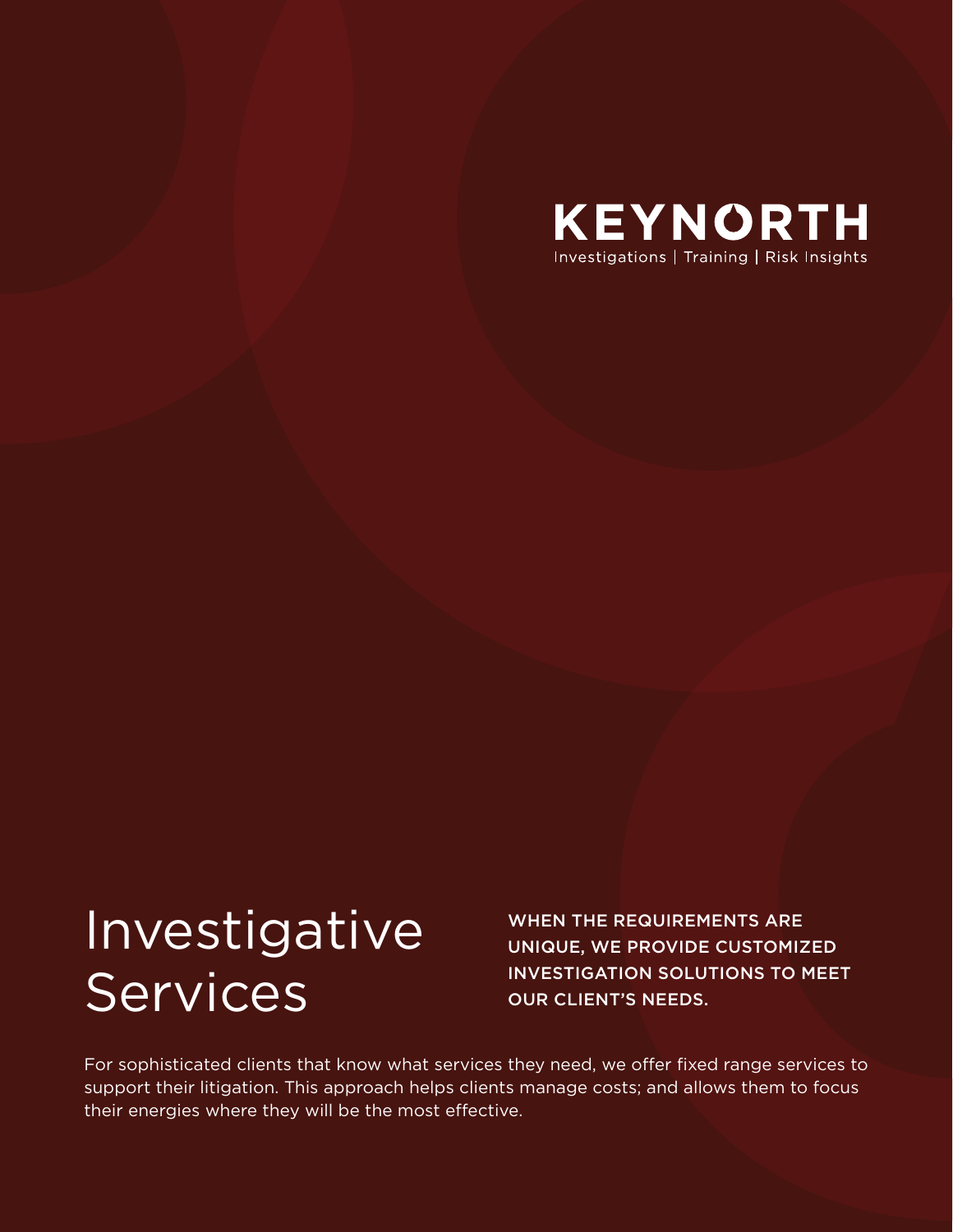**KEYNORTH**
Investigations | Training | Risk Insights

# Investigative Services

**WHEN THE REQUIREMENTS ARE UNIQUE, WE PROVIDE CUSTOMIZED INVESTIGATION SOLUTIONS TO MEET OUR CLIENT'S NEEDS.**

For sophisticated clients that know what services they need, we offer fixed range services to support their litigation. This approach helps clients manage costs; and allows them to focus their energies where they will be the most effective.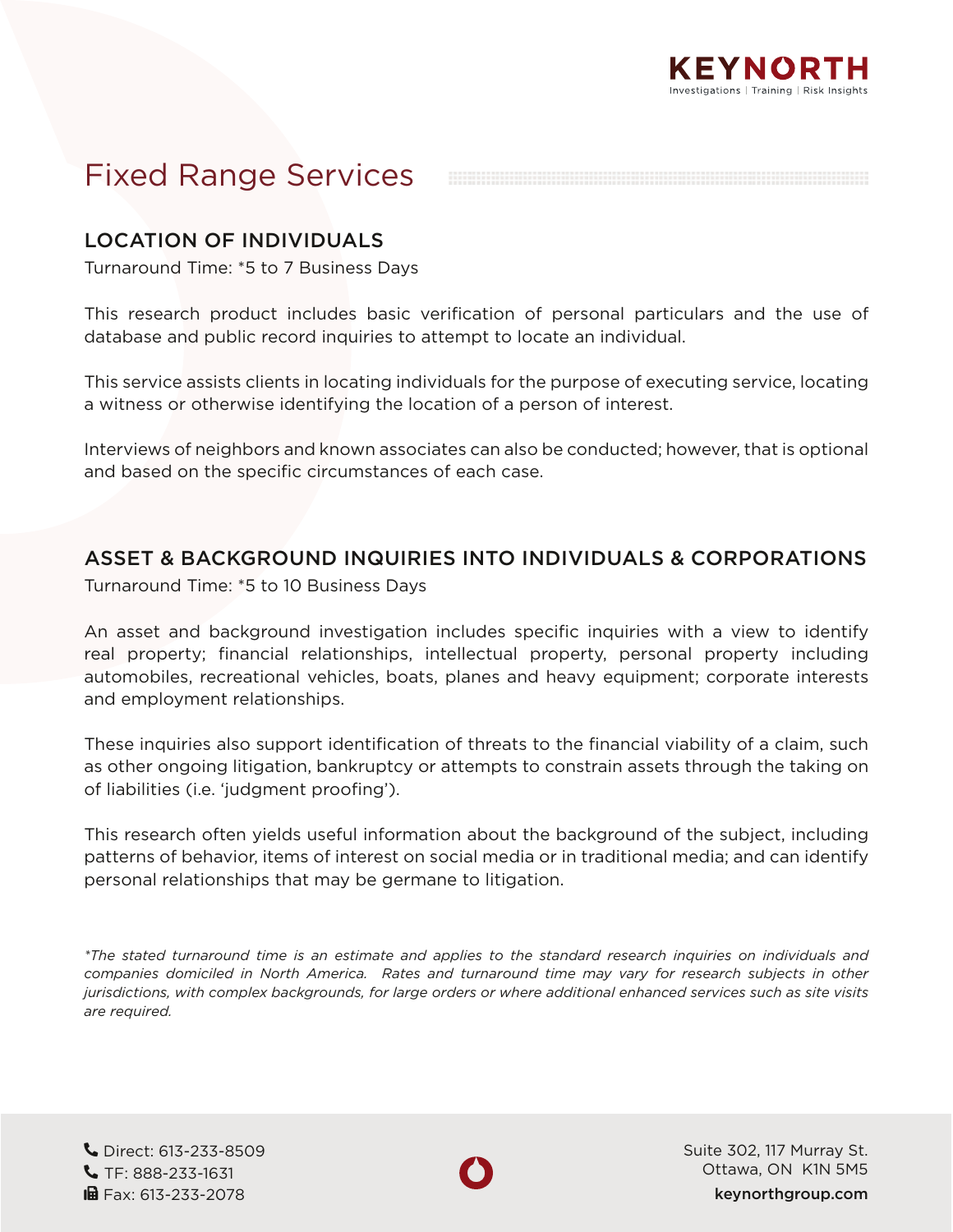# Fixed Range Services

## LOCATION OF INDIVIDUALS

Turnaround Time: *5 to 7 Business Days

This research product includes basic verification of personal particulars and the use of database and public record inquiries to attempt to locate an individual.

This service assists clients in locating individuals for the purpose of executing service, locating a witness or otherwise identifying the location of a person of interest.

Interviews of neighbors and known associates can also be conducted; however, that is optional and based on the specific circumstances of each case.

## ASSET & BACKGROUND INQUIRIES INTO INDIVIDUALS & CORPORATIONS

Turnaround Time: *5 to 10 Business Days

An asset and background investigation includes specific inquiries with a view to identify real property; financial relationships, intellectual property, personal property including automobiles, recreational vehicles, boats, planes and heavy equipment; corporate interests and employment relationships.

These inquiries also support identification of threats to the financial viability of a claim, such as other ongoing litigation, bankruptcy or attempts to constrain assets through the taking on of liabilities (i.e. 'judgment proofing').

This research often yields useful information about the background of the subject, including patterns of behavior, items of interest on social media or in traditional media; and can identify personal relationships that may be germane to litigation.

*\*The stated turnaround time is an estimate and applies to the standard research inquiries on individuals and companies domiciled in North America. Rates and turnaround time may vary for research subjects in other jurisdictions, with complex backgrounds, for large orders or where additional enhanced services such as site visits are required.*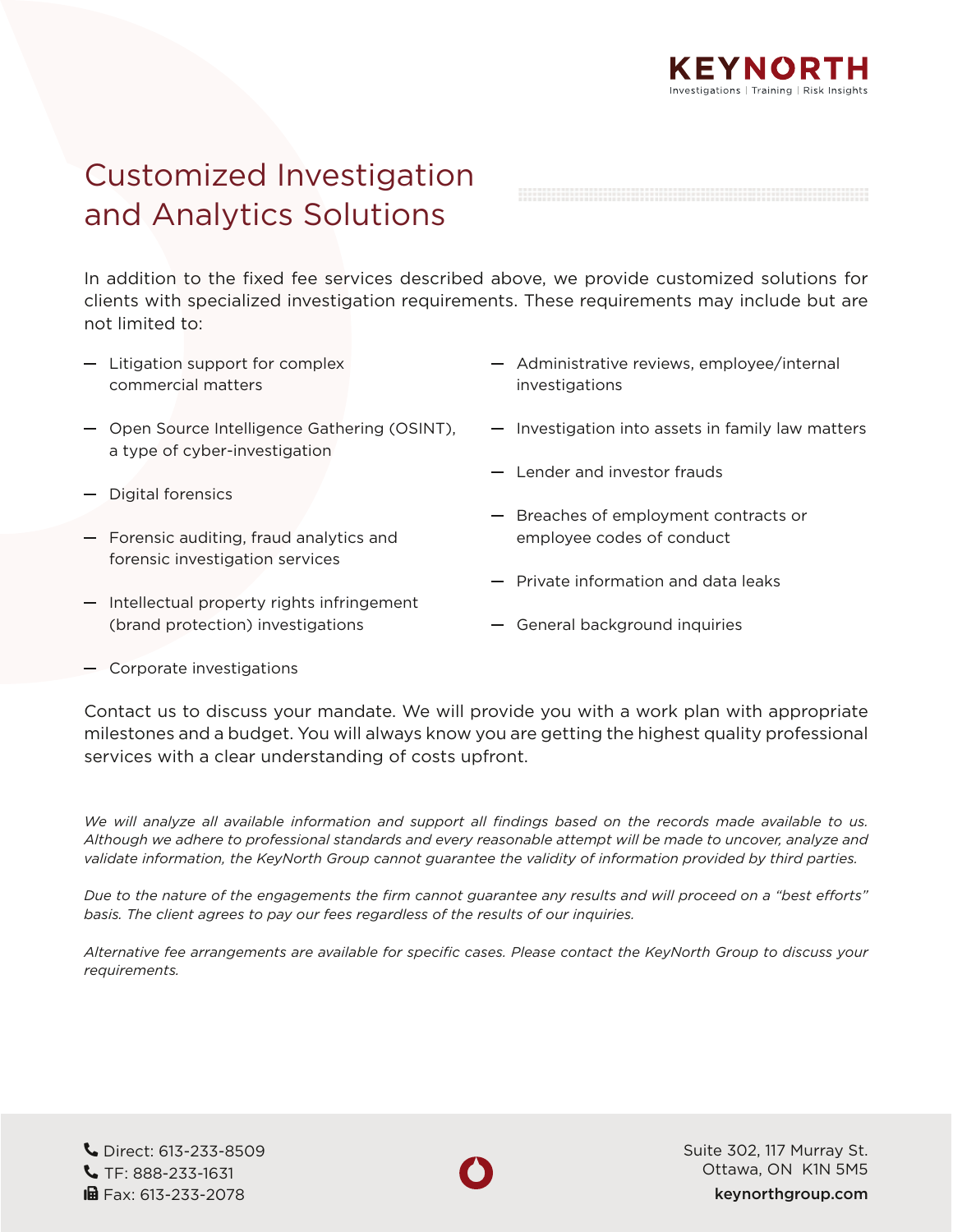# Customized Investigation and Analytics Solutions

In addition to the fixed fee services described above, we provide customized solutions for clients with specialized investigation requirements. These requirements may include but are not limited to:

- Litigation support for complex commercial matters
- Open Source Intelligence Gathering (OSINT), a type of cyber-investigation
- Digital forensics
- Forensic auditing, fraud analytics and forensic investigation services
- Intellectual property rights infringement (brand protection) investigations
- Corporate investigations
- Administrative reviews, employee/internal investigations
- Investigation into assets in family law matters
- Lender and investor frauds
- Breaches of employment contracts or employee codes of conduct
- Private information and data leaks
- General background inquiries

Contact us to discuss your mandate. We will provide you with a work plan with appropriate milestones and a budget. You will always know you are getting the highest quality professional services with a clear understanding of costs upfront.

*We will analyze all available information and support all findings based on the records made available to us. Although we adhere to professional standards and every reasonable attempt will be made to uncover, analyze and validate information, the KeyNorth Group cannot guarantee the validity of information provided by third parties.*

*Due to the nature of the engagements the firm cannot guarantee any results and will proceed on a "best efforts" basis. The client agrees to pay our fees regardless of the results of our inquiries.*

*Alternative fee arrangements are available for specific cases. Please contact the KeyNorth Group to discuss your requirements.*

Direct: 613-233-8509
TF: 888-233-1631
Fax: 613-233-2078

Suite 302, 117 Murray St.
Ottawa, ON K1N 5M5
keynorthgroup.com